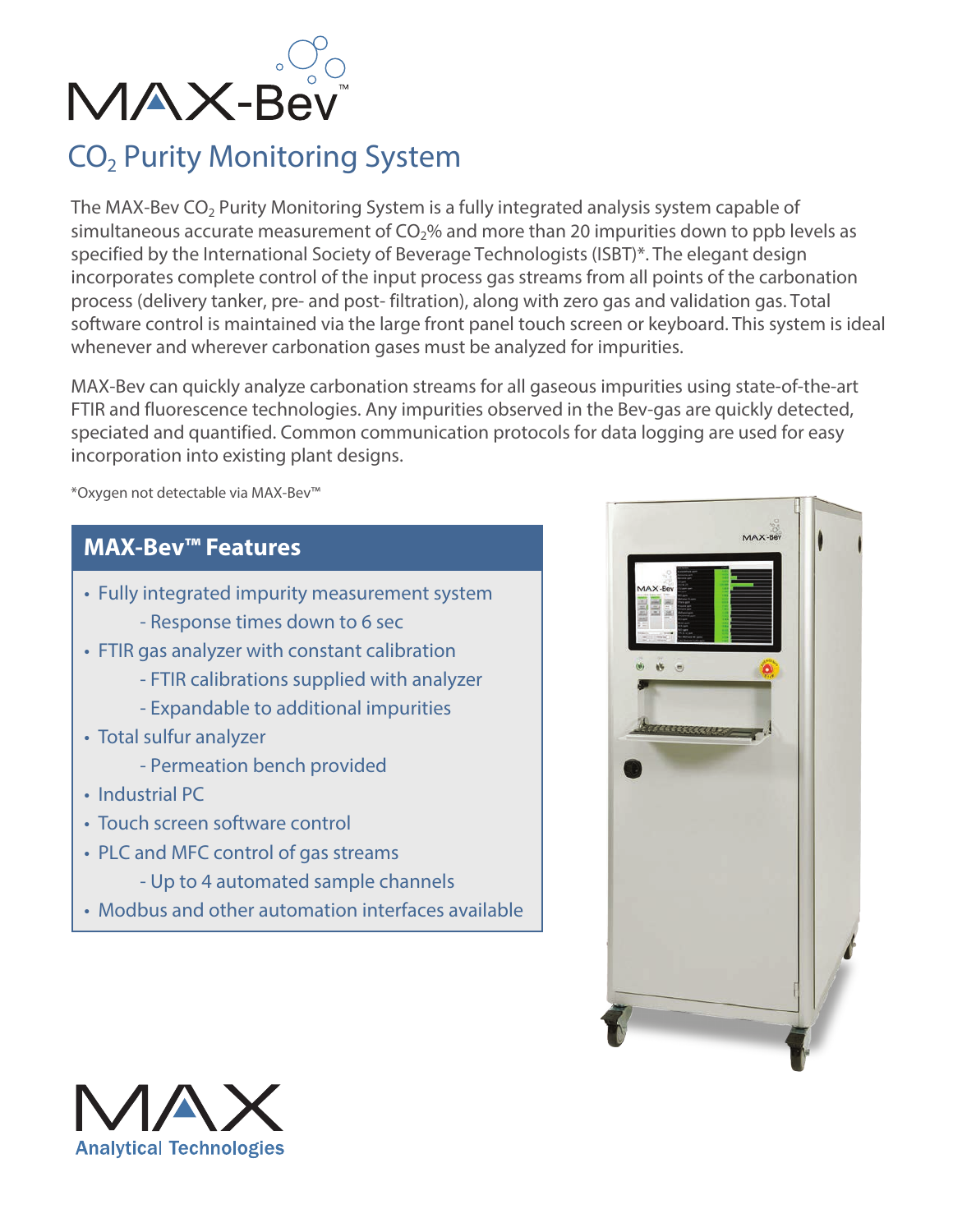# MAX-Bev™

## $CO_2$ Purity Monitoring System

The MAX-Bev $CO_2$ Purity Monitoring System is a fully integrated analysis system capable of simultaneous accurate measurement of $CO_2$% and more than 20 impurities down to ppb levels as specified by the International Society of Beverage Technologists (ISBT)*. The elegant design incorporates complete control of the input process gas streams from all points of the carbonation process (delivery tanker, pre- and post- filtration), along with zero gas and validation gas. Total software control is maintained via the large front panel touch screen or keyboard. This system is ideal whenever and wherever carbonation gases must be analyzed for impurities.

MAX-Bev can quickly analyze carbonation streams for all gaseous impurities using state-of-the-art FTIR and fluorescence technologies. Any impurities observed in the Bev-gas are quickly detected, speciated and quantified. Common communication protocols for data logging are used for easy incorporation into existing plant designs.

*Oxygen not detectable via MAX-Bev™

### MAX-Bev™ Features

- Fully integrated impurity measurement system
  - Response times down to 6 sec
- FTIR gas analyzer with constant calibration
  - FTIR calibrations supplied with analyzer
  - Expandable to additional impurities
- Total sulfur analyzer
  - Permeation bench provided
- Industrial PC
- Touch screen software control
- PLC and MFC control of gas streams
  - Up to 4 automated sample channels
- Modbus and other automation interfaces available

MAX Analytical Technologies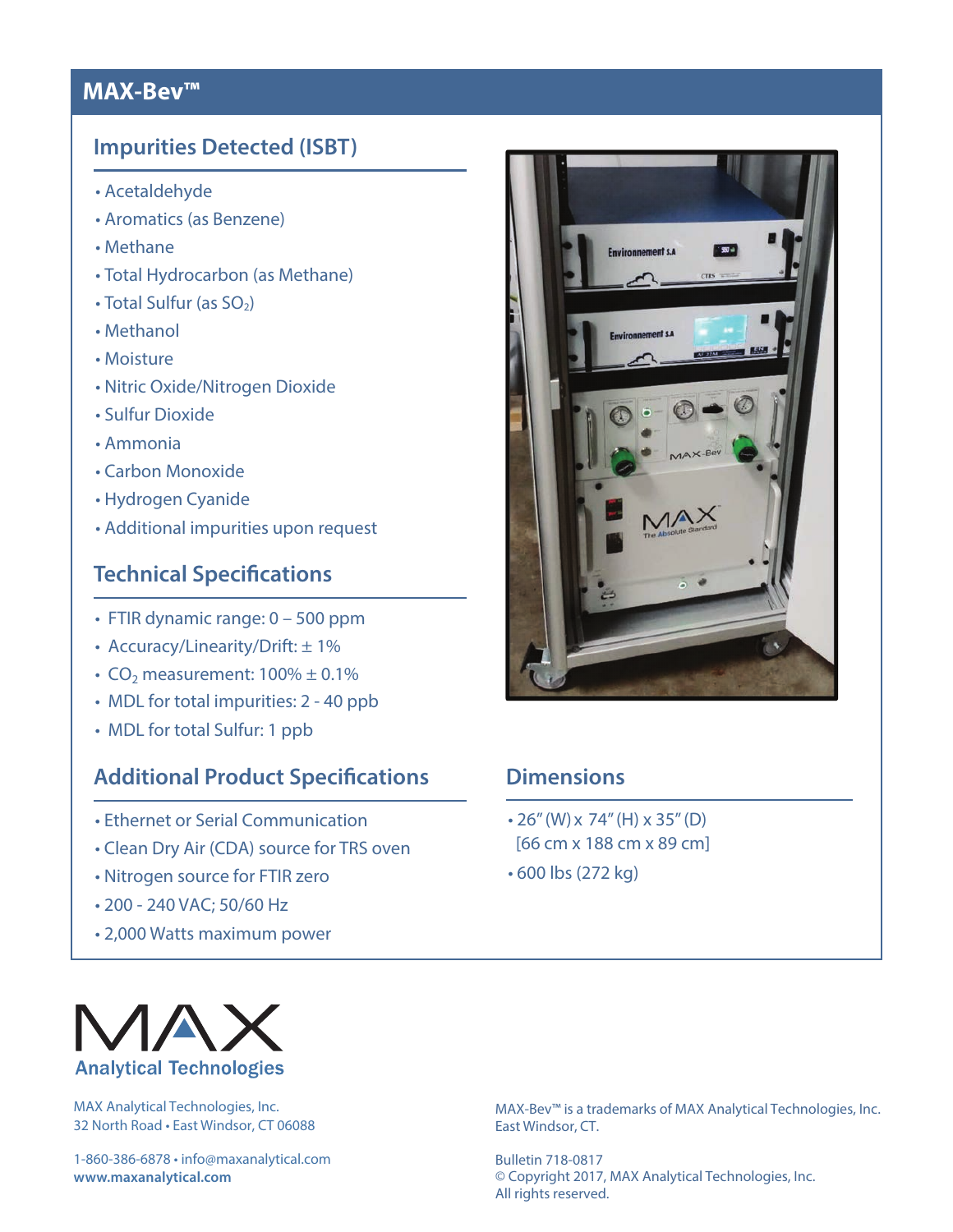# MAX-Bev™

## Impurities Detected (ISBT)

- Acetaldehyde
- Aromatics (as Benzene)
- Methane
- Total Hydrocarbon (as Methane)
- Total Sulfur (as $SO_2$)
- Methanol
- Moisture
- Nitric Oxide/Nitrogen Dioxide
- Sulfur Dioxide
- Ammonia
- Carbon Monoxide
- Hydrogen Cyanide
- Additional impurities upon request

## Technical Specifications

- FTIR dynamic range: 0 – 500 ppm
- Accuracy/Linearity/Drift: ± 1%
- $CO_2$ measurement: 100% ± 0.1%
- MDL for total impurities: 2 - 40 ppb
- MDL for total Sulfur: 1 ppb

## Additional Product Specifications

- Ethernet or Serial Communication
- Clean Dry Air (CDA) source for TRS oven
- Nitrogen source for FTIR zero
- 200 - 240 VAC; 50/60 Hz
- 2,000 Watts maximum power

## Dimensions

- 26" (W) x 74" (H) x 35" (D) [66 cm x 188 cm x 89 cm]
- 600 lbs (272 kg)

MAX Analytical Technologies

MAX Analytical Technologies, Inc.
32 North Road • East Windsor, CT 06088

1-860-386-6878 • info@maxanalytical.com
**www.maxanalytical.com**

MAX-Bev™ is a trademarks of MAX Analytical Technologies, Inc. East Windsor, CT.

Bulletin 718-0817
© Copyright 2017, MAX Analytical Technologies, Inc.
All rights reserved.